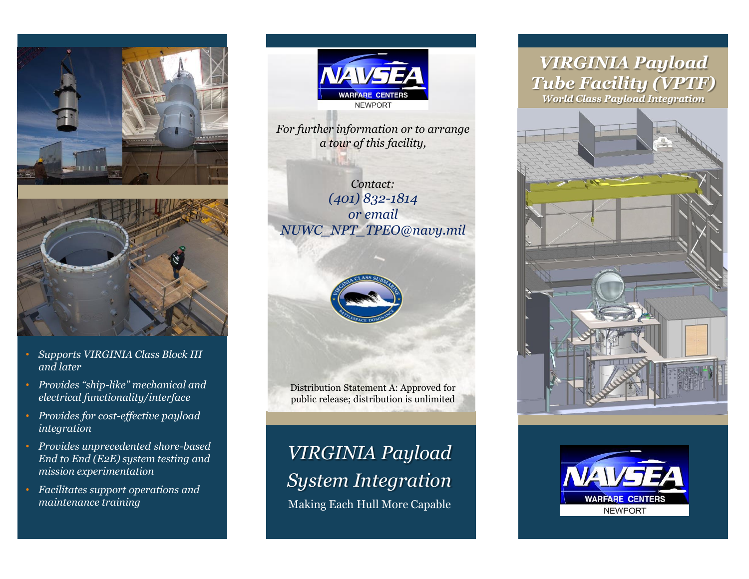- *Supports VIRGINIA Class Block III and later*
- *Provides "ship-like" mechanical and electrical functionality/interface*
- *Provides for cost-effective payload integration*
- *Provides unprecedented shore-based End to End (E2E) system testing and mission experimentation*
- *Facilitates support operations and maintenance training*

NAVSEA WARFARE CENTERS NEWPORT

*For further information or to arrange a tour of this facility,*

*Contact:*
*(401) 832-1814*
*or email*
*NUWC_NPT_TPEO@navy.mil*

Distribution Statement A: Approved for public release; distribution is unlimited

# *VIRGINIA Payload System Integration*

Making Each Hull More Capable

# *VIRGINIA Payload Tube Facility (VPTF)*

***World Class Payload Integration***

NAVSEA WARFARE CENTERS NEWPORT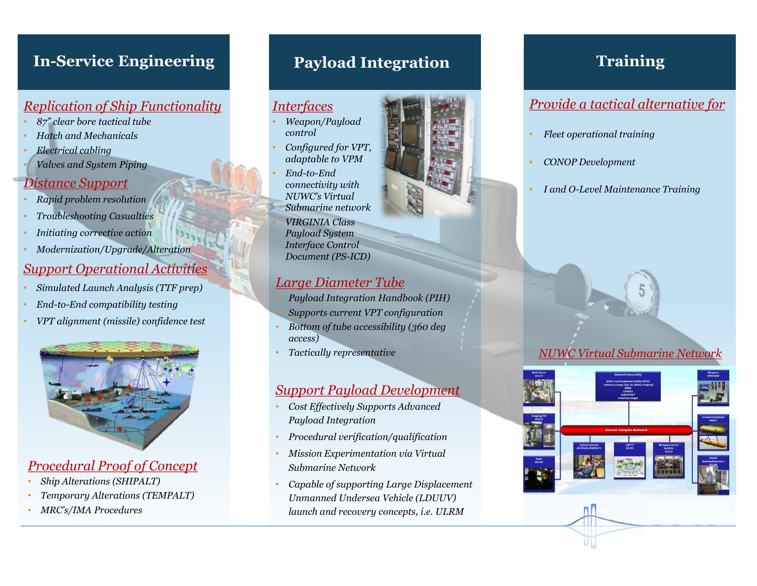# In-Service Engineering

## Replication of Ship Functionality

- 87" clear bore tactical tube
- Hatch and Mechanicals
- Electrical cabling
- Valves and System Piping

## Distance Support

- Rapid problem resolution
- Troubleshooting Casualties
- Initiating corrective action
- Modernization/Upgrade/Alteration

## Support Operational Activities

- Simulated Launch Analysis (TTF prep)
- End-to-End compatibility testing
- VPT alignment (missile) confidence test

## Procedural Proof of Concept

- Ship Alterations (SHIPALT)
- Temporary Alterations (TEMPALT)
- MRC's/IMA Procedures

# Payload Integration

## Interfaces

- Weapon/Payload control
- Configured for VPT, adaptable to VPM
- End-to-End connectivity with NUWC's Virtual Submarine network
- VIRGINIA Class Payload System Interface Control Document (PS-ICD)

## Large Diameter Tube

- Payload Integration Handbook (PIH)
- Supports current VPT configuration
- Bottom of tube accessibility (360 deg access)
- Tactically representative

## Support Payload Development

- Cost Effectively Supports Advanced Payload Integration
- Procedural verification/qualification
- Mission Experimentation via Virtual Submarine Network
- Capable of supporting Large Displacement Unmanned Undersea Vehicle (LDUUV) launch and recovery concepts, i.e. ULRM

# Training

## Provide a tactical alternative for

- Fleet operational training
- CONOP Development
- I and O-Level Maintenance Training

## NUWC Virtual Submarine Network